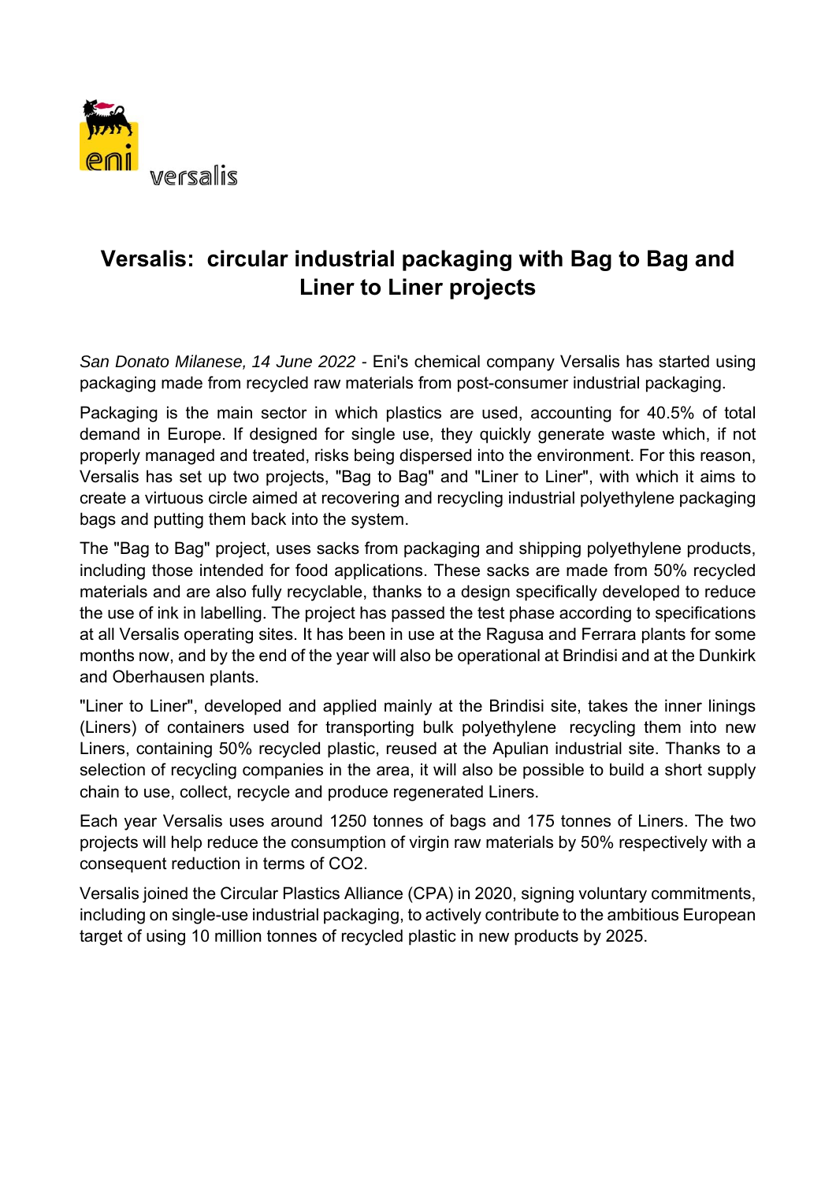# Versalis: circular industrial packaging with Bag to Bag and Liner to Liner projects

*San Donato Milanese, 14 June 2022* - Eni's chemical company Versalis has started using packaging made from recycled raw materials from post-consumer industrial packaging.

Packaging is the main sector in which plastics are used, accounting for 40.5% of total demand in Europe. If designed for single use, they quickly generate waste which, if not properly managed and treated, risks being dispersed into the environment. For this reason, Versalis has set up two projects, "Bag to Bag" and "Liner to Liner", with which it aims to create a virtuous circle aimed at recovering and recycling industrial polyethylene packaging bags and putting them back into the system.

The "Bag to Bag" project, uses sacks from packaging and shipping polyethylene products, including those intended for food applications. These sacks are made from 50% recycled materials and are also fully recyclable, thanks to a design specifically developed to reduce the use of ink in labelling. The project has passed the test phase according to specifications at all Versalis operating sites. It has been in use at the Ragusa and Ferrara plants for some months now, and by the end of the year will also be operational at Brindisi and at the Dunkirk and Oberhausen plants.

"Liner to Liner", developed and applied mainly at the Brindisi site, takes the inner linings (Liners) of containers used for transporting bulk polyethylene recycling them into new Liners, containing 50% recycled plastic, reused at the Apulian industrial site. Thanks to a selection of recycling companies in the area, it will also be possible to build a short supply chain to use, collect, recycle and produce regenerated Liners.

Each year Versalis uses around 1250 tonnes of bags and 175 tonnes of Liners. The two projects will help reduce the consumption of virgin raw materials by 50% respectively with a consequent reduction in terms of $CO_2$.

Versalis joined the Circular Plastics Alliance (CPA) in 2020, signing voluntary commitments, including on single-use industrial packaging, to actively contribute to the ambitious European target of using 10 million tonnes of recycled plastic in new products by 2025.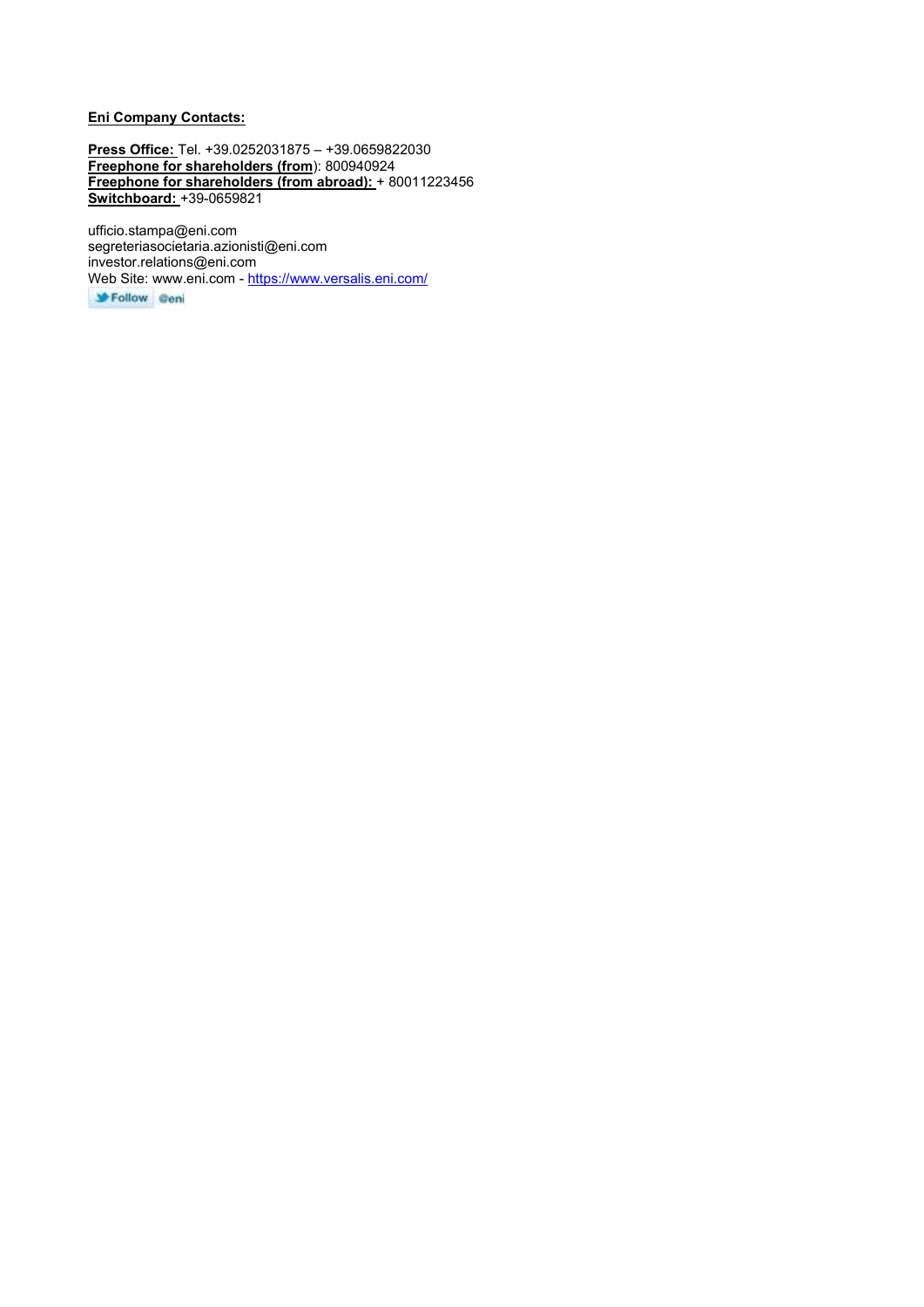**Eni Company Contacts:**

**Press Office:** Tel. +39.0252031875 – +39.0659822030
**Freephone for shareholders (from**): 800940924
**Freephone for shareholders (from abroad):** + 80011223456
**Switchboard:** +39-0659821

ufficio.stampa@eni.com
segreteriasocietaria.azionisti@eni.com
investor.relations@eni.com
Web Site: www.eni.com - https://www.versalis.eni.com/

Follow @eni